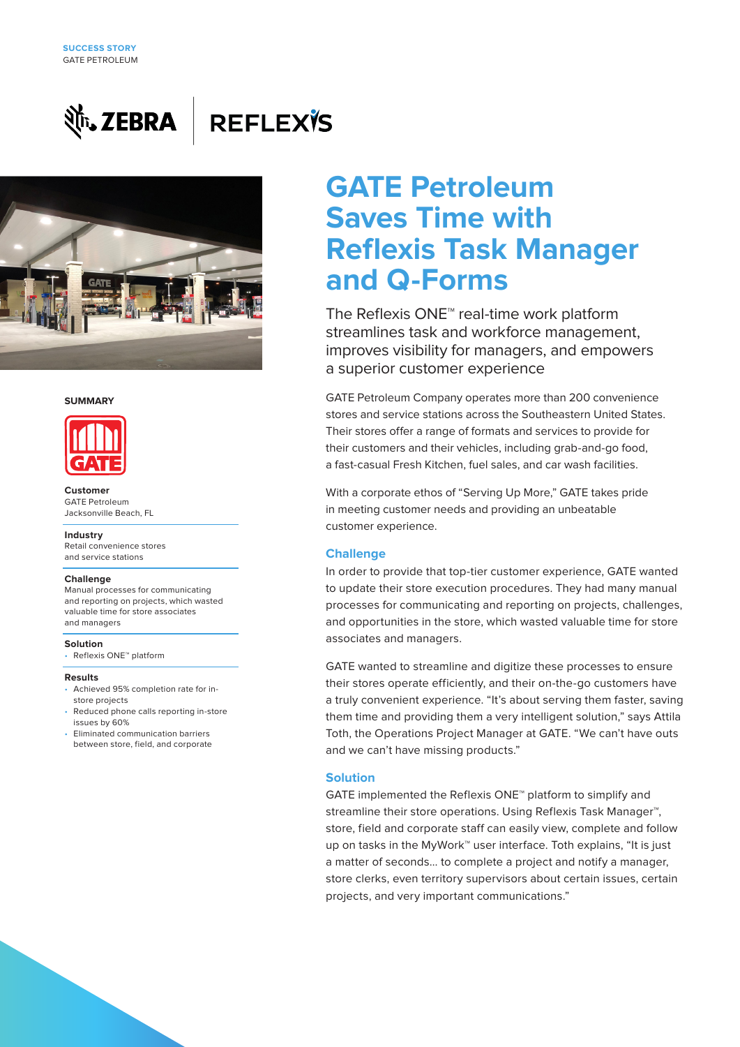SUCCESS STORY
GATE PETROLEUM

# GATE Petroleum Saves Time with Reflexis Task Manager and Q-Forms

The Reflexis ONE™ real-time work platform streamlines task and workforce management, improves visibility for managers, and empowers a superior customer experience

GATE Petroleum Company operates more than 200 convenience stores and service stations across the Southeastern United States. Their stores offer a range of formats and services to provide for their customers and their vehicles, including grab-and-go food, a fast-casual Fresh Kitchen, fuel sales, and car wash facilities.

With a corporate ethos of "Serving Up More," GATE takes pride in meeting customer needs and providing an unbeatable customer experience.

## Challenge

In order to provide that top-tier customer experience, GATE wanted to update their store execution procedures. They had many manual processes for communicating and reporting on projects, challenges, and opportunities in the store, which wasted valuable time for store associates and managers.

GATE wanted to streamline and digitize these processes to ensure their stores operate efficiently, and their on-the-go customers have a truly convenient experience. "It's about serving them faster, saving them time and providing them a very intelligent solution," says Attila Toth, the Operations Project Manager at GATE. "We can't have outs and we can't have missing products."

## Solution

GATE implemented the Reflexis ONE™ platform to simplify and streamline their store operations. Using Reflexis Task Manager™, store, field and corporate staff can easily view, complete and follow up on tasks in the MyWork™ user interface. Toth explains, "It is just a matter of seconds… to complete a project and notify a manager, store clerks, even territory supervisors about certain issues, certain projects, and very important communications."

## SUMMARY

**Customer**
GATE Petroleum
Jacksonville Beach, FL

**Industry**
Retail convenience stores and service stations

**Challenge**
Manual processes for communicating and reporting on projects, which wasted valuable time for store associates and managers

**Solution**
- Reflexis ONE™ platform

**Results**
- Achieved 95% completion rate for in-store projects
- Reduced phone calls reporting in-store issues by 60%
- Eliminated communication barriers between store, field, and corporate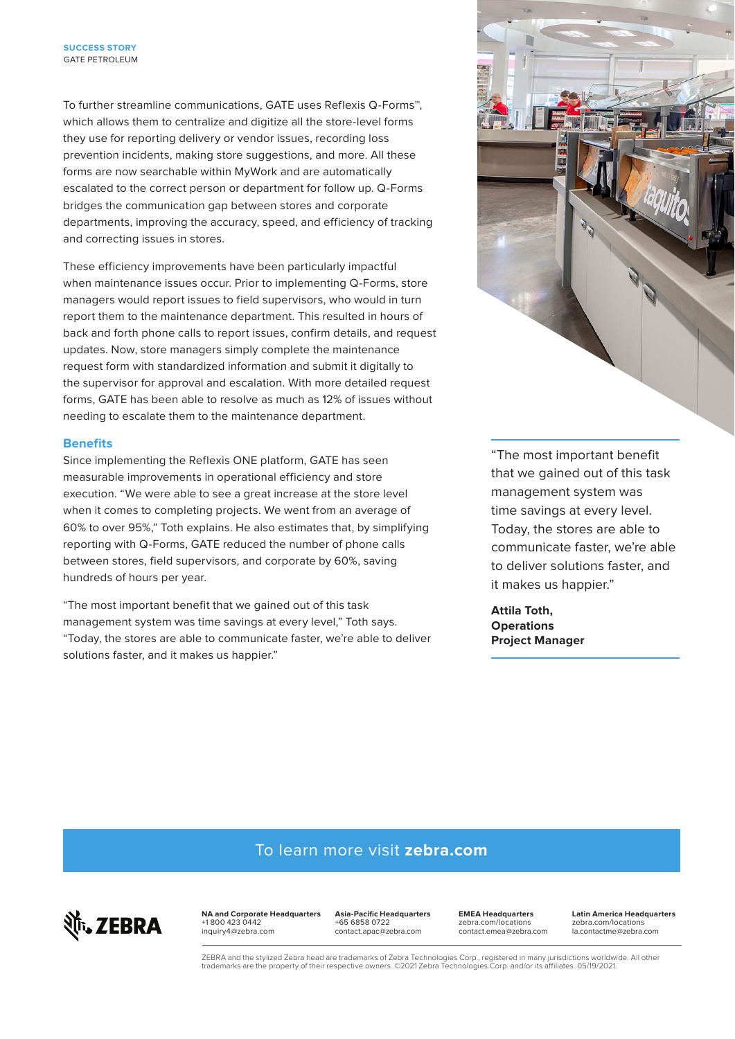**SUCCESS STORY**
GATE PETROLEUM

To further streamline communications, GATE uses Reflexis Q-Forms™, which allows them to centralize and digitize all the store-level forms they use for reporting delivery or vendor issues, recording loss prevention incidents, making store suggestions, and more. All these forms are now searchable within MyWork and are automatically escalated to the correct person or department for follow up. Q-Forms bridges the communication gap between stores and corporate departments, improving the accuracy, speed, and efficiency of tracking and correcting issues in stores.

These efficiency improvements have been particularly impactful when maintenance issues occur. Prior to implementing Q-Forms, store managers would report issues to field supervisors, who would in turn report them to the maintenance department. This resulted in hours of back and forth phone calls to report issues, confirm details, and request updates. Now, store managers simply complete the maintenance request form with standardized information and submit it digitally to the supervisor for approval and escalation. With more detailed request forms, GATE has been able to resolve as much as 12% of issues without needing to escalate them to the maintenance department.

## Benefits

Since implementing the Reflexis ONE platform, GATE has seen measurable improvements in operational efficiency and store execution. "We were able to see a great increase at the store level when it comes to completing projects. We went from an average of 60% to over 95%," Toth explains. He also estimates that, by simplifying reporting with Q-Forms, GATE reduced the number of phone calls between stores, field supervisors, and corporate by 60%, saving hundreds of hours per year.

"The most important benefit that we gained out of this task management system was time savings at every level," Toth says. "Today, the stores are able to communicate faster, we're able to deliver solutions faster, and it makes us happier."

> "The most important benefit that we gained out of this task management system was time savings at every level. Today, the stores are able to communicate faster, we're able to deliver solutions faster, and it makes us happier."
>
> **Attila Toth, Operations Project Manager**

To learn more visit **zebra.com**

ZEBRA

**NA and Corporate Headquarters**
+1 800 423 0442
inquiry4@zebra.com

**Asia-Pacific Headquarters**
+65 6858 0722
contact.apac@zebra.com

**EMEA Headquarters**
zebra.com/locations
contact.emea@zebra.com

**Latin America Headquarters**
zebra.com/locations
la.contactme@zebra.com

ZEBRA and the stylized Zebra head are trademarks of Zebra Technologies Corp., registered in many jurisdictions worldwide. All other trademarks are the property of their respective owners. ©2021 Zebra Technologies Corp. and/or its affiliates. 05/19/2021.